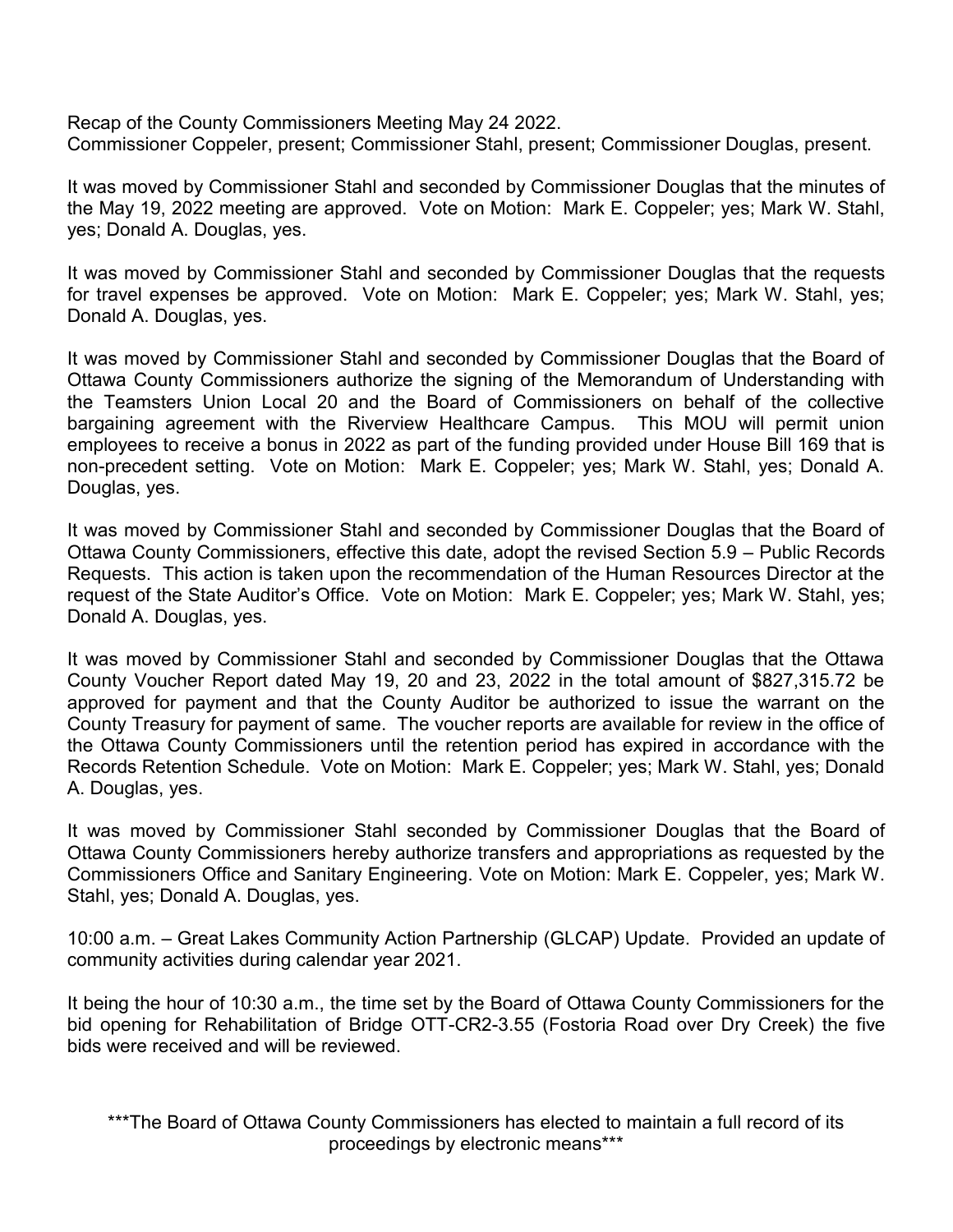Recap of the County Commissioners Meeting May 24 2022.
Commissioner Coppeler, present; Commissioner Stahl, present; Commissioner Douglas, present.

It was moved by Commissioner Stahl and seconded by Commissioner Douglas that the minutes of the May 19, 2022 meeting are approved. Vote on Motion: Mark E. Coppeler; yes; Mark W. Stahl, yes; Donald A. Douglas, yes.

It was moved by Commissioner Stahl and seconded by Commissioner Douglas that the requests for travel expenses be approved. Vote on Motion: Mark E. Coppeler; yes; Mark W. Stahl, yes; Donald A. Douglas, yes.

It was moved by Commissioner Stahl and seconded by Commissioner Douglas that the Board of Ottawa County Commissioners authorize the signing of the Memorandum of Understanding with the Teamsters Union Local 20 and the Board of Commissioners on behalf of the collective bargaining agreement with the Riverview Healthcare Campus. This MOU will permit union employees to receive a bonus in 2022 as part of the funding provided under House Bill 169 that is non-precedent setting. Vote on Motion: Mark E. Coppeler; yes; Mark W. Stahl, yes; Donald A. Douglas, yes.

It was moved by Commissioner Stahl and seconded by Commissioner Douglas that the Board of Ottawa County Commissioners, effective this date, adopt the revised Section 5.9 – Public Records Requests. This action is taken upon the recommendation of the Human Resources Director at the request of the State Auditor's Office. Vote on Motion: Mark E. Coppeler; yes; Mark W. Stahl, yes; Donald A. Douglas, yes.

It was moved by Commissioner Stahl and seconded by Commissioner Douglas that the Ottawa County Voucher Report dated May 19, 20 and 23, 2022 in the total amount of $827,315.72 be approved for payment and that the County Auditor be authorized to issue the warrant on the County Treasury for payment of same. The voucher reports are available for review in the office of the Ottawa County Commissioners until the retention period has expired in accordance with the Records Retention Schedule. Vote on Motion: Mark E. Coppeler; yes; Mark W. Stahl, yes; Donald A. Douglas, yes.

It was moved by Commissioner Stahl seconded by Commissioner Douglas that the Board of Ottawa County Commissioners hereby authorize transfers and appropriations as requested by the Commissioners Office and Sanitary Engineering. Vote on Motion: Mark E. Coppeler, yes; Mark W. Stahl, yes; Donald A. Douglas, yes.

10:00 a.m. – Great Lakes Community Action Partnership (GLCAP) Update. Provided an update of community activities during calendar year 2021.

It being the hour of 10:30 a.m., the time set by the Board of Ottawa County Commissioners for the bid opening for Rehabilitation of Bridge OTT-CR2-3.55 (Fostoria Road over Dry Creek) the five bids were received and will be reviewed.

***The Board of Ottawa County Commissioners has elected to maintain a full record of its proceedings by electronic means***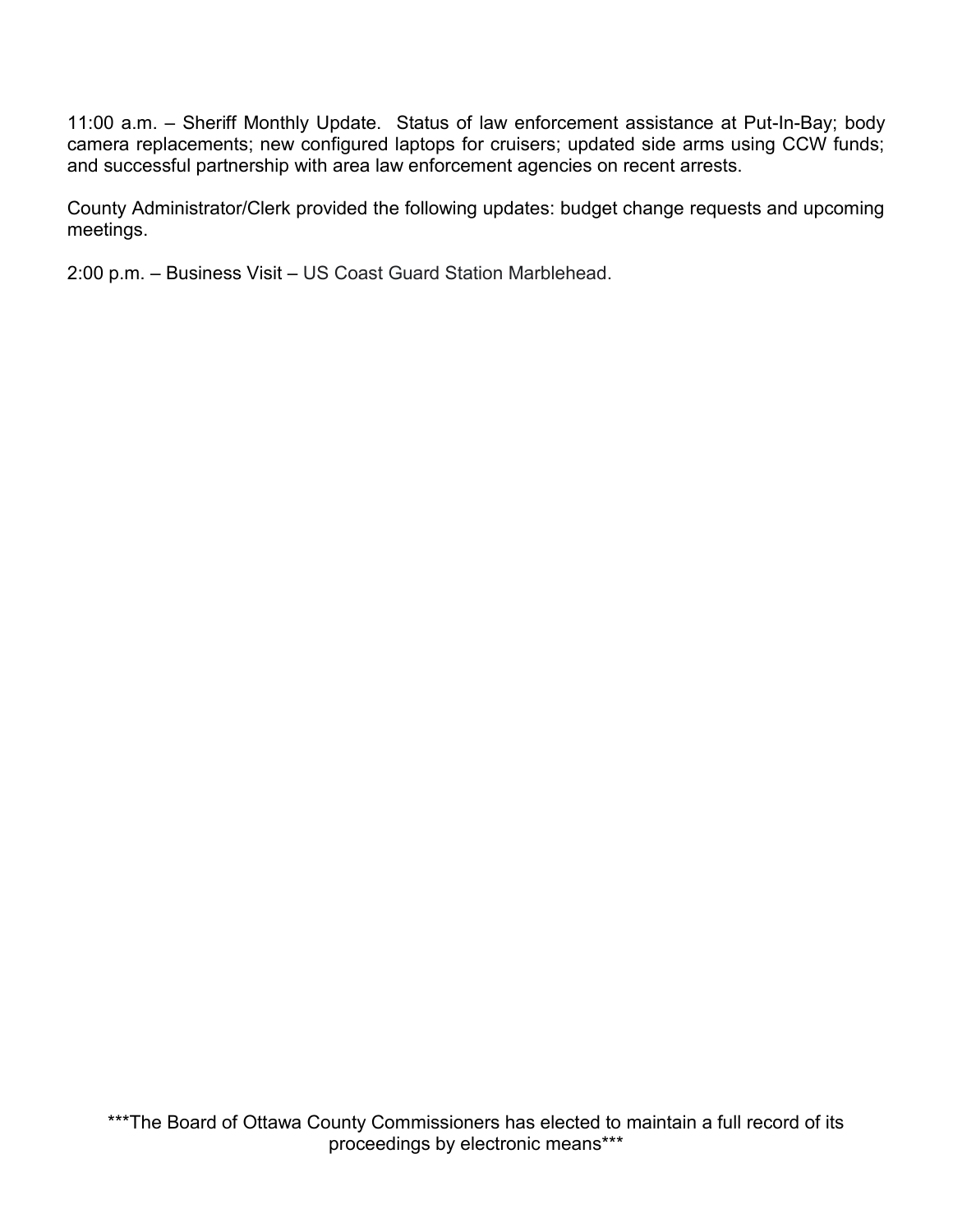11:00 a.m. – Sheriff Monthly Update. Status of law enforcement assistance at Put-In-Bay; body camera replacements; new configured laptops for cruisers; updated side arms using CCW funds; and successful partnership with area law enforcement agencies on recent arrests.

County Administrator/Clerk provided the following updates: budget change requests and upcoming meetings.

2:00 p.m. – Business Visit – US Coast Guard Station Marblehead.

***The Board of Ottawa County Commissioners has elected to maintain a full record of its proceedings by electronic means***